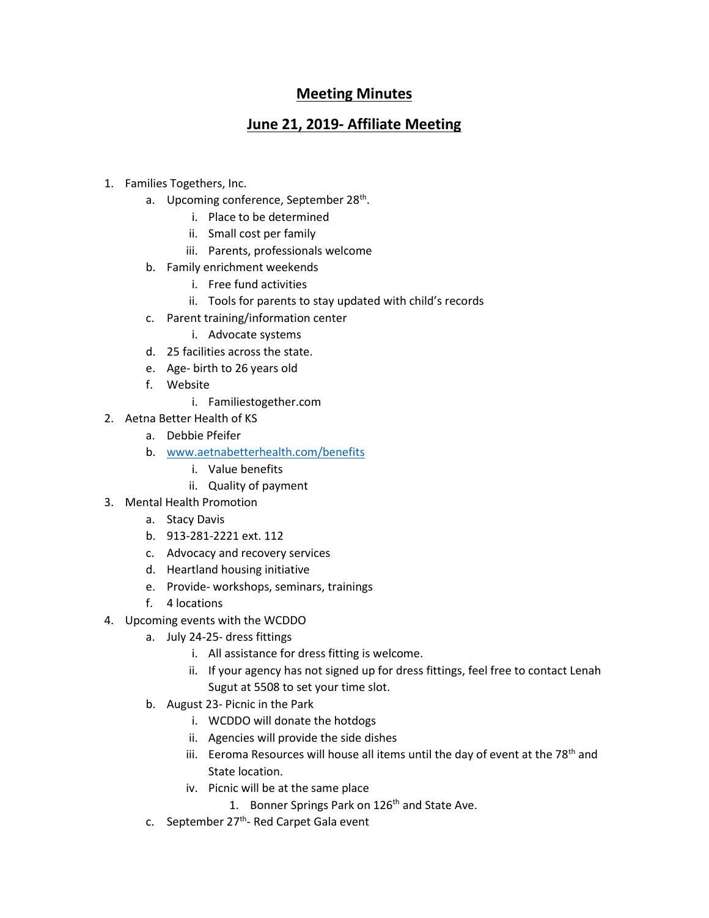# **Meeting Minutes**

## **June 21, 2019- Affiliate Meeting**

1. Families Togethers, Inc.
    a. Upcoming conference, September 28th.
        i. Place to be determined
        ii. Small cost per family
        iii. Parents, professionals welcome
    b. Family enrichment weekends
        i. Free fund activities
        ii. Tools for parents to stay updated with child's records
    c. Parent training/information center
        i. Advocate systems
    d. 25 facilities across the state.
    e. Age- birth to 26 years old
    f. Website
        i. Familiestogether.com
2. Aetna Better Health of KS
    a. Debbie Pfeifer
    b. www.aetnabetterhealth.com/benefits
        i. Value benefits
        ii. Quality of payment
3. Mental Health Promotion
    a. Stacy Davis
    b. 913-281-2221 ext. 112
    c. Advocacy and recovery services
    d. Heartland housing initiative
    e. Provide- workshops, seminars, trainings
    f. 4 locations
4. Upcoming events with the WCDDO
    a. July 24-25- dress fittings
        i. All assistance for dress fitting is welcome.
        ii. If your agency has not signed up for dress fittings, feel free to contact Lenah Sugut at 5508 to set your time slot.
    b. August 23- Picnic in the Park
        i. WCDDO will donate the hotdogs
        ii. Agencies will provide the side dishes
        iii. Eeroma Resources will house all items until the day of event at the 78th and State location.
        iv. Picnic will be at the same place
            1. Bonner Springs Park on 126th and State Ave.
    c. September 27th- Red Carpet Gala event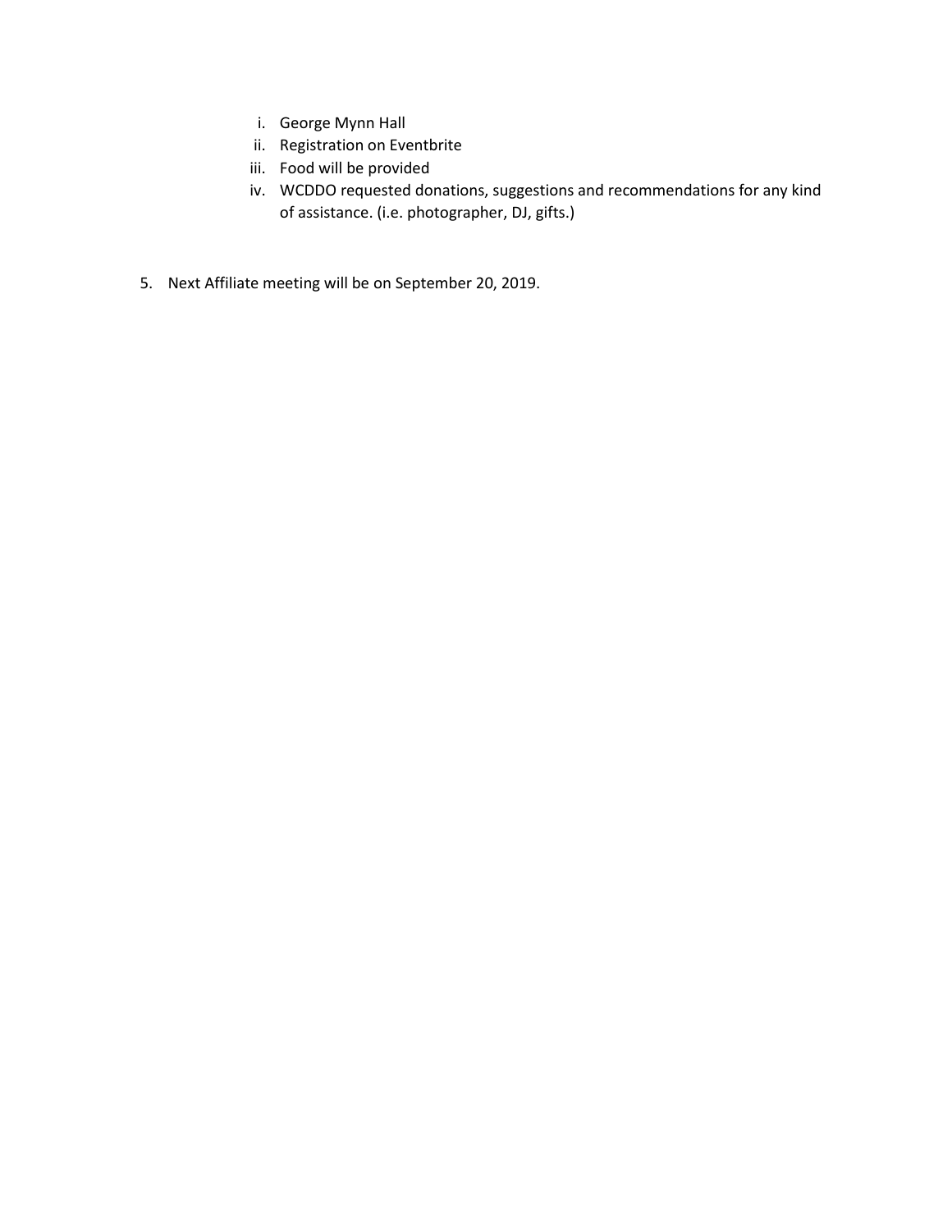i. George Mynn Hall
ii. Registration on Eventbrite
iii. Food will be provided
iv. WCDDO requested donations, suggestions and recommendations for any kind of assistance. (i.e. photographer, DJ, gifts.)

5. Next Affiliate meeting will be on September 20, 2019.